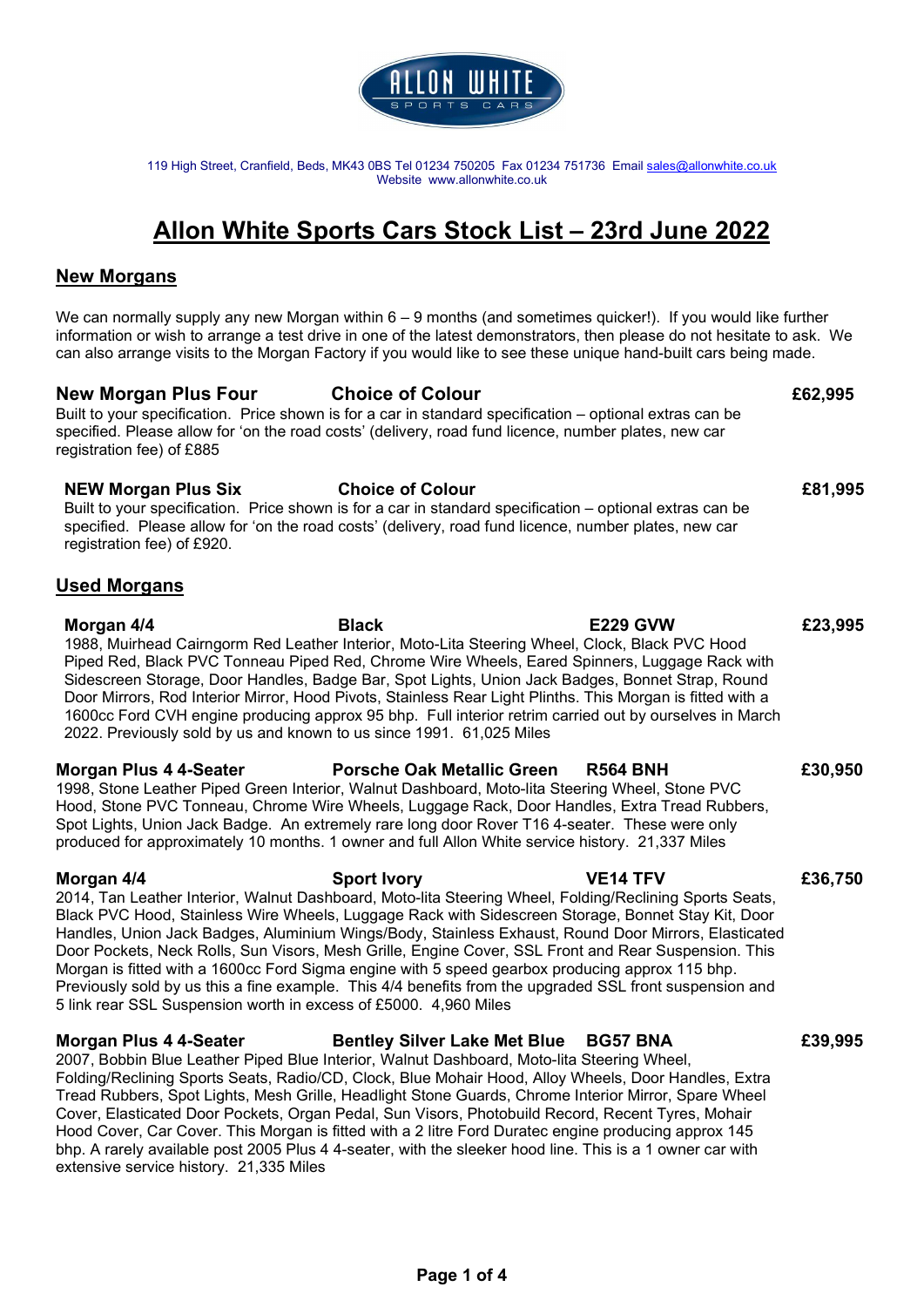ALLON WHITE SPORTS CARS

119 High Street, Cranfield, Beds, MK43 0BS Tel 01234 750205 Fax 01234 751736 Email sales@allonwhite.co.uk
Website www.allonwhite.co.uk

# Allon White Sports Cars Stock List – 23rd June 2022

## New Morgans

We can normally supply any new Morgan within 6 – 9 months (and sometimes quicker!). If you would like further information or wish to arrange a test drive in one of the latest demonstrators, then please do not hesitate to ask. We can also arrange visits to the Morgan Factory if you would like to see these unique hand-built cars being made.

**New Morgan Plus Four** **Choice of Colour** **£62,995**

Built to your specification. Price shown is for a car in standard specification – optional extras can be specified. Please allow for 'on the road costs' (delivery, road fund licence, number plates, new car registration fee) of £885

**NEW Morgan Plus Six** **Choice of Colour** **£81,995**

Built to your specification. Price shown is for a car in standard specification – optional extras can be specified. Please allow for 'on the road costs' (delivery, road fund licence, number plates, new car registration fee) of £920.

## Used Morgans

**Morgan 4/4** **Black** **E229 GVW** **£23,995**

1988, Muirhead Cairngorm Red Leather Interior, Moto-Lita Steering Wheel, Clock, Black PVC Hood Piped Red, Black PVC Tonneau Piped Red, Chrome Wire Wheels, Eared Spinners, Luggage Rack with Sidescreen Storage, Door Handles, Badge Bar, Spot Lights, Union Jack Badges, Bonnet Strap, Round Door Mirrors, Rod Interior Mirror, Hood Pivots, Stainless Rear Light Plinths. This Morgan is fitted with a 1600cc Ford CVH engine producing approx 95 bhp. Full interior retrim carried out by ourselves in March 2022. Previously sold by us and known to us since 1991. 61,025 Miles

**Morgan Plus 4 4-Seater** **Porsche Oak Metallic Green** **R564 BNH** **£30,950**

1998, Stone Leather Piped Green Interior, Walnut Dashboard, Moto-lita Steering Wheel, Stone PVC Hood, Stone PVC Tonneau, Chrome Wire Wheels, Luggage Rack, Door Handles, Extra Tread Rubbers, Spot Lights, Union Jack Badge. An extremely rare long door Rover T16 4-seater. These were only produced for approximately 10 months. 1 owner and full Allon White service history. 21,337 Miles

**Morgan 4/4** **Sport Ivory** **VE14 TFV** **£36,750**

2014, Tan Leather Interior, Walnut Dashboard, Moto-lita Steering Wheel, Folding/Reclining Sports Seats, Black PVC Hood, Stainless Wire Wheels, Luggage Rack with Sidescreen Storage, Bonnet Stay Kit, Door Handles, Union Jack Badges, Aluminium Wings/Body, Stainless Exhaust, Round Door Mirrors, Elasticated Door Pockets, Neck Rolls, Sun Visors, Mesh Grille, Engine Cover, SSL Front and Rear Suspension. This Morgan is fitted with a 1600cc Ford Sigma engine with 5 speed gearbox producing approx 115 bhp. Previously sold by us this a fine example. This 4/4 benefits from the upgraded SSL front suspension and 5 link rear SSL Suspension worth in excess of £5000. 4,960 Miles

**Morgan Plus 4 4-Seater** **Bentley Silver Lake Met Blue** **BG57 BNA** **£39,995**

2007, Bobbin Blue Leather Piped Blue Interior, Walnut Dashboard, Moto-lita Steering Wheel, Folding/Reclining Sports Seats, Radio/CD, Clock, Blue Mohair Hood, Alloy Wheels, Door Handles, Extra Tread Rubbers, Spot Lights, Mesh Grille, Headlight Stone Guards, Chrome Interior Mirror, Spare Wheel Cover, Elasticated Door Pockets, Organ Pedal, Sun Visors, Photobuild Record, Recent Tyres, Mohair Hood Cover, Car Cover. This Morgan is fitted with a 2 litre Ford Duratec engine producing approx 145 bhp. A rarely available post 2005 Plus 4 4-seater, with the sleeker hood line. This is a 1 owner car with extensive service history. 21,335 Miles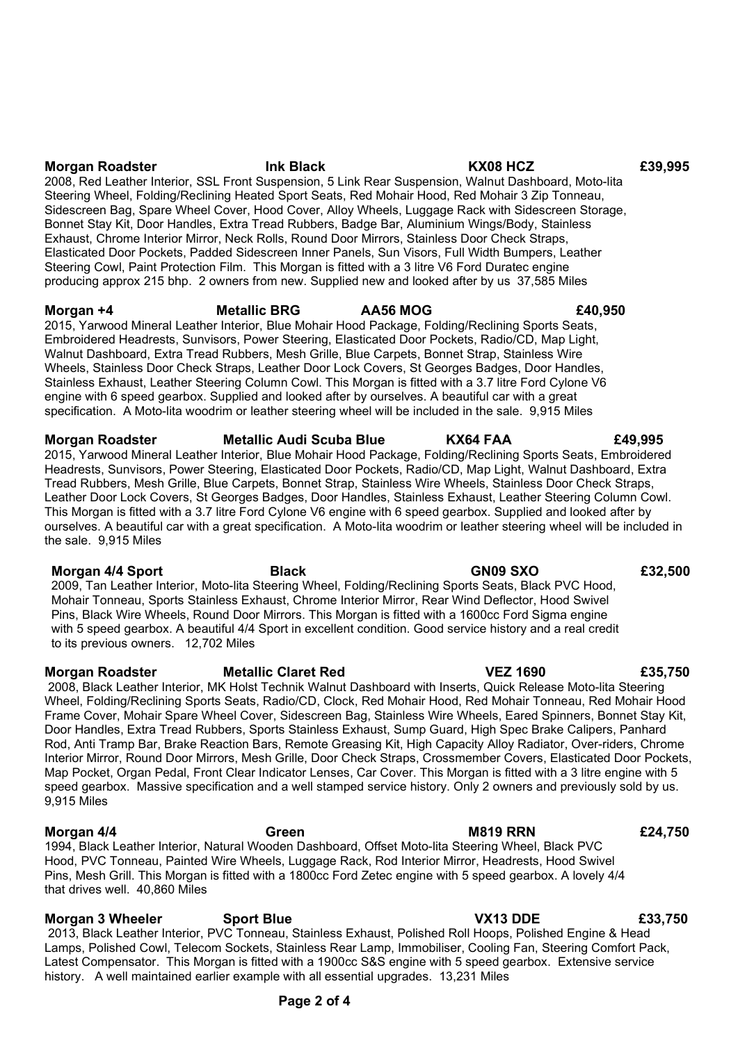**Morgan Roadster** **Ink Black** **KX08 HCZ** **£39,995**

2008, Red Leather Interior, SSL Front Suspension, 5 Link Rear Suspension, Walnut Dashboard, Moto-lita Steering Wheel, Folding/Reclining Heated Sport Seats, Red Mohair Hood, Red Mohair 3 Zip Tonneau, Sidescreen Bag, Spare Wheel Cover, Hood Cover, Alloy Wheels, Luggage Rack with Sidescreen Storage, Bonnet Stay Kit, Door Handles, Extra Tread Rubbers, Badge Bar, Aluminium Wings/Body, Stainless Exhaust, Chrome Interior Mirror, Neck Rolls, Round Door Mirrors, Stainless Door Check Straps, Elasticated Door Pockets, Padded Sidescreen Inner Panels, Sun Visors, Full Width Bumpers, Leather Steering Cowl, Paint Protection Film. This Morgan is fitted with a 3 litre V6 Ford Duratec engine producing approx 215 bhp. 2 owners from new. Supplied new and looked after by us 37,585 Miles

**Morgan +4** **Metallic BRG** **AA56 MOG** **£40,950**

2015, Yarwood Mineral Leather Interior, Blue Mohair Hood Package, Folding/Reclining Sports Seats, Embroidered Headrests, Sunvisors, Power Steering, Elasticated Door Pockets, Radio/CD, Map Light, Walnut Dashboard, Extra Tread Rubbers, Mesh Grille, Blue Carpets, Bonnet Strap, Stainless Wire Wheels, Stainless Door Check Straps, Leather Door Lock Covers, St Georges Badges, Door Handles, Stainless Exhaust, Leather Steering Column Cowl. This Morgan is fitted with a 3.7 litre Ford Cylone V6 engine with 6 speed gearbox. Supplied and looked after by ourselves. A beautiful car with a great specification. A Moto-lita woodrim or leather steering wheel will be included in the sale. 9,915 Miles

**Morgan Roadster** **Metallic Audi Scuba Blue** **KX64 FAA** **£49,995**

2015, Yarwood Mineral Leather Interior, Blue Mohair Hood Package, Folding/Reclining Sports Seats, Embroidered Headrests, Sunvisors, Power Steering, Elasticated Door Pockets, Radio/CD, Map Light, Walnut Dashboard, Extra Tread Rubbers, Mesh Grille, Blue Carpets, Bonnet Strap, Stainless Wire Wheels, Stainless Door Check Straps, Leather Door Lock Covers, St Georges Badges, Door Handles, Stainless Exhaust, Leather Steering Column Cowl. This Morgan is fitted with a 3.7 litre Ford Cylone V6 engine with 6 speed gearbox. Supplied and looked after by ourselves. A beautiful car with a great specification. A Moto-lita woodrim or leather steering wheel will be included in the sale. 9,915 Miles

**Morgan 4/4 Sport** **Black** **GN09 SXO** **£32,500**

2009, Tan Leather Interior, Moto-lita Steering Wheel, Folding/Reclining Sports Seats, Black PVC Hood, Mohair Tonneau, Sports Stainless Exhaust, Chrome Interior Mirror, Rear Wind Deflector, Hood Swivel Pins, Black Wire Wheels, Round Door Mirrors. This Morgan is fitted with a 1600cc Ford Sigma engine with 5 speed gearbox. A beautiful 4/4 Sport in excellent condition. Good service history and a real credit to its previous owners. 12,702 Miles

**Morgan Roadster** **Metallic Claret Red** **VEZ 1690** **£35,750**

2008, Black Leather Interior, MK Holst Technik Walnut Dashboard with Inserts, Quick Release Moto-lita Steering Wheel, Folding/Reclining Sports Seats, Radio/CD, Clock, Red Mohair Hood, Red Mohair Tonneau, Red Mohair Hood Frame Cover, Mohair Spare Wheel Cover, Sidescreen Bag, Stainless Wire Wheels, Eared Spinners, Bonnet Stay Kit, Door Handles, Extra Tread Rubbers, Sports Stainless Exhaust, Sump Guard, High Spec Brake Calipers, Panhard Rod, Anti Tramp Bar, Brake Reaction Bars, Remote Greasing Kit, High Capacity Alloy Radiator, Over-riders, Chrome Interior Mirror, Round Door Mirrors, Mesh Grille, Door Check Straps, Crossmember Covers, Elasticated Door Pockets, Map Pocket, Organ Pedal, Front Clear Indicator Lenses, Car Cover. This Morgan is fitted with a 3 litre engine with 5 speed gearbox. Massive specification and a well stamped service history. Only 2 owners and previously sold by us. 9,915 Miles

**Morgan 4/4** **Green** **M819 RRN** **£24,750**

1994, Black Leather Interior, Natural Wooden Dashboard, Offset Moto-lita Steering Wheel, Black PVC Hood, PVC Tonneau, Painted Wire Wheels, Luggage Rack, Rod Interior Mirror, Headrests, Hood Swivel Pins, Mesh Grill. This Morgan is fitted with a 1800cc Ford Zetec engine with 5 speed gearbox. A lovely 4/4 that drives well. 40,860 Miles

**Morgan 3 Wheeler** **Sport Blue** **VX13 DDE** **£33,750**

2013, Black Leather Interior, PVC Tonneau, Stainless Exhaust, Polished Roll Hoops, Polished Engine & Head Lamps, Polished Cowl, Telecom Sockets, Stainless Rear Lamp, Immobiliser, Cooling Fan, Steering Comfort Pack, Latest Compensator. This Morgan is fitted with a 1900cc S&S engine with 5 speed gearbox. Extensive service history. A well maintained earlier example with all essential upgrades. 13,231 Miles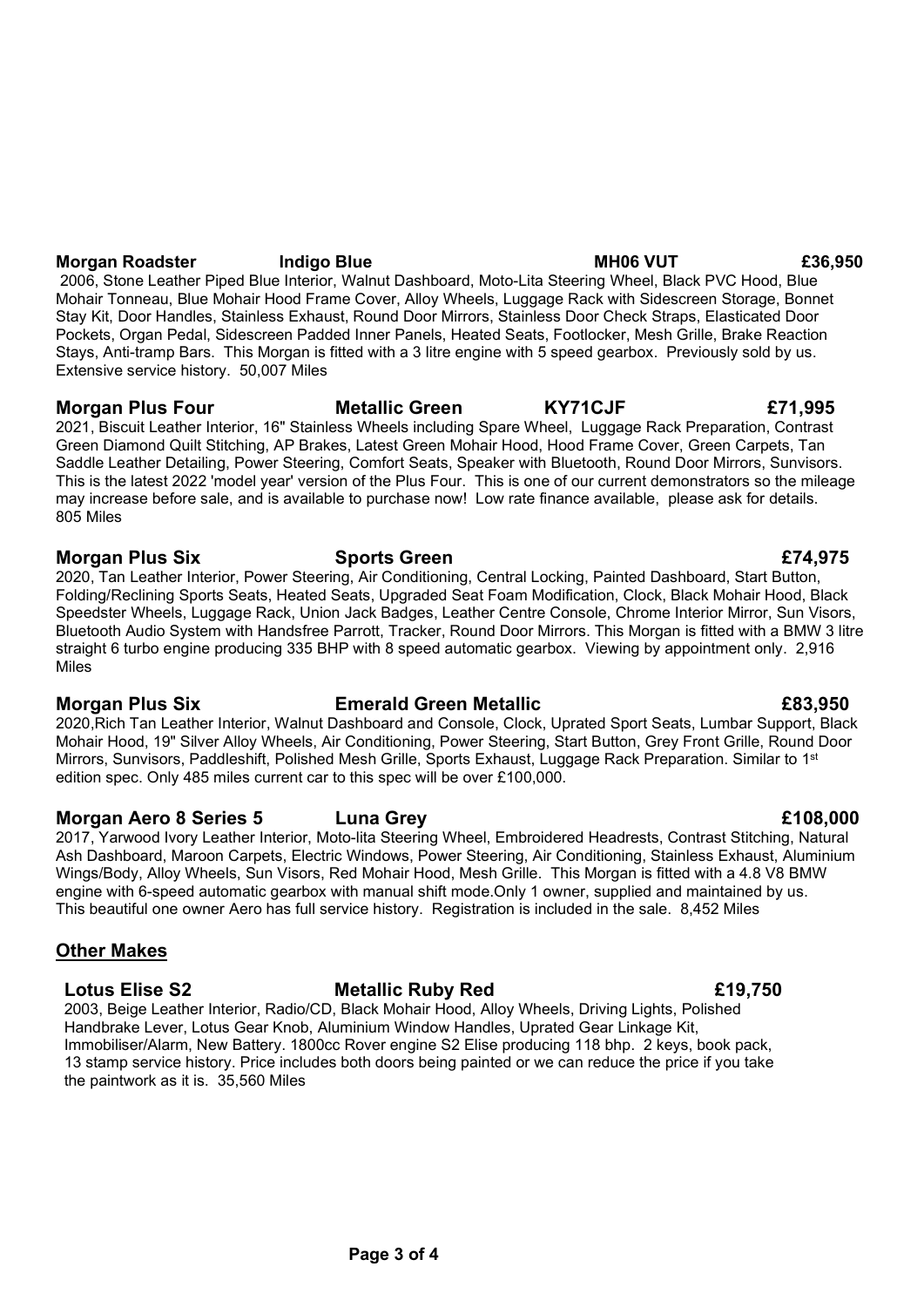**Morgan Roadster** **Indigo Blue** **MH06 VUT** **£36,950**

2006, Stone Leather Piped Blue Interior, Walnut Dashboard, Moto-Lita Steering Wheel, Black PVC Hood, Blue Mohair Tonneau, Blue Mohair Hood Frame Cover, Alloy Wheels, Luggage Rack with Sidescreen Storage, Bonnet Stay Kit, Door Handles, Stainless Exhaust, Round Door Mirrors, Stainless Door Check Straps, Elasticated Door Pockets, Organ Pedal, Sidescreen Padded Inner Panels, Heated Seats, Footlocker, Mesh Grille, Brake Reaction Stays, Anti-tramp Bars. This Morgan is fitted with a 3 litre engine with 5 speed gearbox. Previously sold by us. Extensive service history. 50,007 Miles

**Morgan Plus Four** **Metallic Green** **KY71CJF** **£71,995**

2021, Biscuit Leather Interior, 16" Stainless Wheels including Spare Wheel, Luggage Rack Preparation, Contrast Green Diamond Quilt Stitching, AP Brakes, Latest Green Mohair Hood, Hood Frame Cover, Green Carpets, Tan Saddle Leather Detailing, Power Steering, Comfort Seats, Speaker with Bluetooth, Round Door Mirrors, Sunvisors. This is the latest 2022 'model year' version of the Plus Four. This is one of our current demonstrators so the mileage may increase before sale, and is available to purchase now! Low rate finance available, please ask for details. 805 Miles

**Morgan Plus Six** **Sports Green** **£74,975**

2020, Tan Leather Interior, Power Steering, Air Conditioning, Central Locking, Painted Dashboard, Start Button, Folding/Reclining Sports Seats, Heated Seats, Upgraded Seat Foam Modification, Clock, Black Mohair Hood, Black Speedster Wheels, Luggage Rack, Union Jack Badges, Leather Centre Console, Chrome Interior Mirror, Sun Visors, Bluetooth Audio System with Handsfree Parrott, Tracker, Round Door Mirrors. This Morgan is fitted with a BMW 3 litre straight 6 turbo engine producing 335 BHP with 8 speed automatic gearbox. Viewing by appointment only. 2,916 Miles

**Morgan Plus Six** **Emerald Green Metallic** **£83,950**

2020,Rich Tan Leather Interior, Walnut Dashboard and Console, Clock, Uprated Sport Seats, Lumbar Support, Black Mohair Hood, 19" Silver Alloy Wheels, Air Conditioning, Power Steering, Start Button, Grey Front Grille, Round Door Mirrors, Sunvisors, Paddleshift, Polished Mesh Grille, Sports Exhaust, Luggage Rack Preparation. Similar to 1st edition spec. Only 485 miles current car to this spec will be over £100,000.

**Morgan Aero 8 Series 5** **Luna Grey** **£108,000**

2017, Yarwood Ivory Leather Interior, Moto-lita Steering Wheel, Embroidered Headrests, Contrast Stitching, Natural Ash Dashboard, Maroon Carpets, Electric Windows, Power Steering, Air Conditioning, Stainless Exhaust, Aluminium Wings/Body, Alloy Wheels, Sun Visors, Red Mohair Hood, Mesh Grille. This Morgan is fitted with a 4.8 V8 BMW engine with 6-speed automatic gearbox with manual shift mode.Only 1 owner, supplied and maintained by us. This beautiful one owner Aero has full service history. Registration is included in the sale. 8,452 Miles

## Other Makes

**Lotus Elise S2** **Metallic Ruby Red** **£19,750**

2003, Beige Leather Interior, Radio/CD, Black Mohair Hood, Alloy Wheels, Driving Lights, Polished Handbrake Lever, Lotus Gear Knob, Aluminium Window Handles, Uprated Gear Linkage Kit, Immobiliser/Alarm, New Battery. 1800cc Rover engine S2 Elise producing 118 bhp. 2 keys, book pack, 13 stamp service history. Price includes both doors being painted or we can reduce the price if you take the paintwork as it is. 35,560 Miles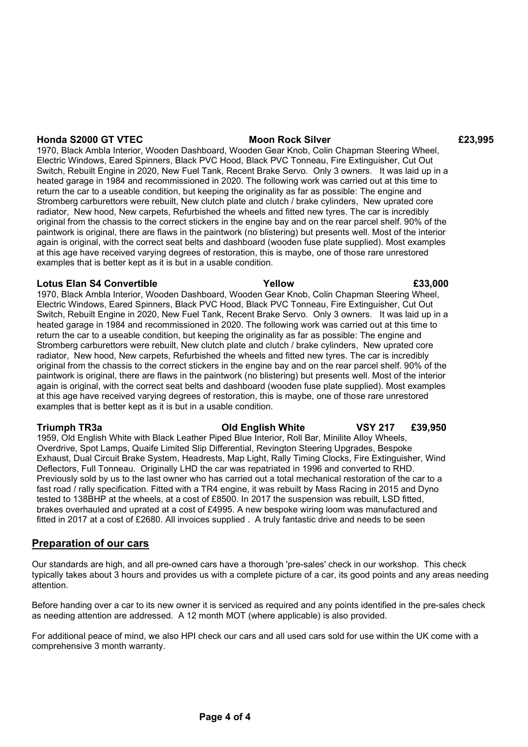**Honda S2000 GT VTEC** **Moon Rock Silver** **£23,995**

1970, Black Ambla Interior, Wooden Dashboard, Wooden Gear Knob, Colin Chapman Steering Wheel, Electric Windows, Eared Spinners, Black PVC Hood, Black PVC Tonneau, Fire Extinguisher, Cut Out Switch, Rebuilt Engine in 2020, New Fuel Tank, Recent Brake Servo. Only 3 owners. It was laid up in a heated garage in 1984 and recommissioned in 2020. The following work was carried out at this time to return the car to a useable condition, but keeping the originality as far as possible: The engine and Stromberg carburettors were rebuilt, New clutch plate and clutch / brake cylinders, New uprated core radiator, New hood, New carpets, Refurbished the wheels and fitted new tyres. The car is incredibly original from the chassis to the correct stickers in the engine bay and on the rear parcel shelf. 90% of the paintwork is original, there are flaws in the paintwork (no blistering) but presents well. Most of the interior again is original, with the correct seat belts and dashboard (wooden fuse plate supplied). Most examples at this age have received varying degrees of restoration, this is maybe, one of those rare unrestored examples that is better kept as it is but in a usable condition.

**Lotus Elan S4 Convertible** **Yellow** **£33,000**

1970, Black Ambla Interior, Wooden Dashboard, Wooden Gear Knob, Colin Chapman Steering Wheel, Electric Windows, Eared Spinners, Black PVC Hood, Black PVC Tonneau, Fire Extinguisher, Cut Out Switch, Rebuilt Engine in 2020, New Fuel Tank, Recent Brake Servo. Only 3 owners. It was laid up in a heated garage in 1984 and recommissioned in 2020. The following work was carried out at this time to return the car to a useable condition, but keeping the originality as far as possible: The engine and Stromberg carburettors were rebuilt, New clutch plate and clutch / brake cylinders, New uprated core radiator, New hood, New carpets, Refurbished the wheels and fitted new tyres. The car is incredibly original from the chassis to the correct stickers in the engine bay and on the rear parcel shelf. 90% of the paintwork is original, there are flaws in the paintwork (no blistering) but presents well. Most of the interior again is original, with the correct seat belts and dashboard (wooden fuse plate supplied). Most examples at this age have received varying degrees of restoration, this is maybe, one of those rare unrestored examples that is better kept as it is but in a usable condition.

**Triumph TR3a** **Old English White** **VSY 217** **£39,950**

1959, Old English White with Black Leather Piped Blue Interior, Roll Bar, Minilite Alloy Wheels, Overdrive, Spot Lamps, Quaife Limited Slip Differential, Revington Steering Upgrades, Bespoke Exhaust, Dual Circuit Brake System, Headrests, Map Light, Rally Timing Clocks, Fire Extinguisher, Wind Deflectors, Full Tonneau. Originally LHD the car was repatriated in 1996 and converted to RHD. Previously sold by us to the last owner who has carried out a total mechanical restoration of the car to a fast road / rally specification. Fitted with a TR4 engine, it was rebuilt by Mass Racing in 2015 and Dyno tested to 138BHP at the wheels, at a cost of £8500. In 2017 the suspension was rebuilt, LSD fitted, brakes overhauled and uprated at a cost of £4995. A new bespoke wiring loom was manufactured and fitted in 2017 at a cost of £2680. All invoices supplied . A truly fantastic drive and needs to be seen

## Preparation of our cars

Our standards are high, and all pre-owned cars have a thorough 'pre-sales' check in our workshop. This check typically takes about 3 hours and provides us with a complete picture of a car, its good points and any areas needing attention.

Before handing over a car to its new owner it is serviced as required and any points identified in the pre-sales check as needing attention are addressed. A 12 month MOT (where applicable) is also provided.

For additional peace of mind, we also HPI check our cars and all used cars sold for use within the UK come with a comprehensive 3 month warranty.